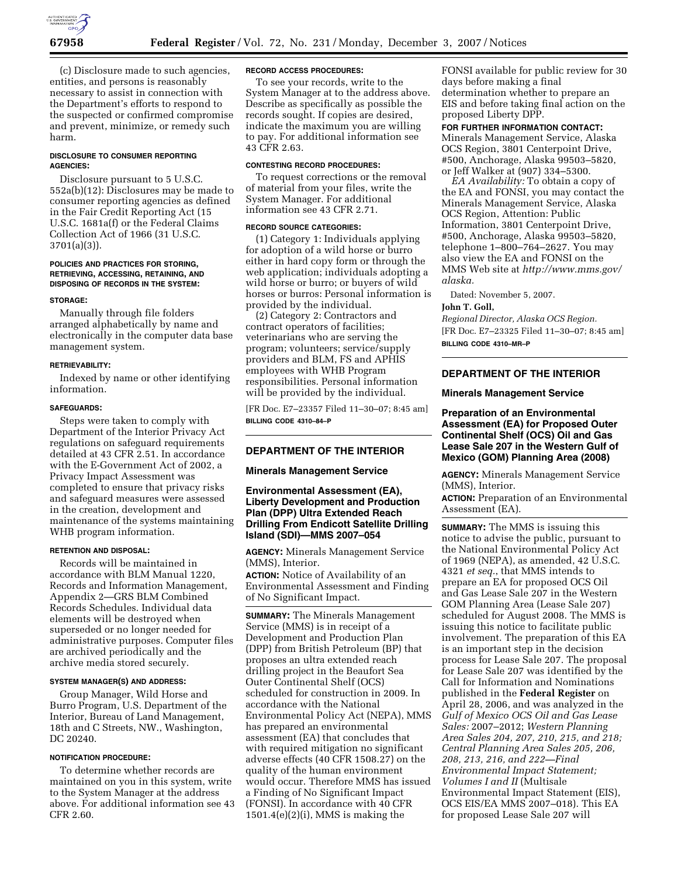(c) Disclosure made to such agencies, entities, and persons is reasonably necessary to assist in connection with the Department's efforts to respond to the suspected or confirmed compromise and prevent, minimize, or remedy such harm.

**DISCLOSURE TO CONSUMER REPORTING AGENCIES:**

Disclosure pursuant to 5 U.S.C. 552a(b)(12): Disclosures may be made to consumer reporting agencies as defined in the Fair Credit Reporting Act (15 U.S.C. 1681a(f) or the Federal Claims Collection Act of 1966 (31 U.S.C. 3701(a)(3)).

**POLICIES AND PRACTICES FOR STORING, RETRIEVING, ACCESSING, RETAINING, AND DISPOSING OF RECORDS IN THE SYSTEM:**

**STORAGE:**

Manually through file folders arranged alphabetically by name and electronically in the computer data base management system.

**RETRIEVABILITY:**

Indexed by name or other identifying information.

**SAFEGUARDS:**

Steps were taken to comply with Department of the Interior Privacy Act regulations on safeguard requirements detailed at 43 CFR 2.51. In accordance with the E-Government Act of 2002, a Privacy Impact Assessment was completed to ensure that privacy risks and safeguard measures were assessed in the creation, development and maintenance of the systems maintaining WHB program information.

**RETENTION AND DISPOSAL:**

Records will be maintained in accordance with BLM Manual 1220, Records and Information Management, Appendix 2—GRS BLM Combined Records Schedules. Individual data elements will be destroyed when superseded or no longer needed for administrative purposes. Computer files are archived periodically and the archive media stored securely.

**SYSTEM MANAGER(S) AND ADDRESS:**

Group Manager, Wild Horse and Burro Program, U.S. Department of the Interior, Bureau of Land Management, 18th and C Streets, NW., Washington, DC 20240.

**NOTIFICATION PROCEDURE:**

To determine whether records are maintained on you in this system, write to the System Manager at the address above. For additional information see 43 CFR 2.60.

**RECORD ACCESS PROCEDURES:**

To see your records, write to the System Manager at to the address above. Describe as specifically as possible the records sought. If copies are desired, indicate the maximum you are willing to pay. For additional information see 43 CFR 2.63.

**CONTESTING RECORD PROCEDURES:**

To request corrections or the removal of material from your files, write the System Manager. For additional information see 43 CFR 2.71.

**RECORD SOURCE CATEGORIES:**

(1) Category 1: Individuals applying for adoption of a wild horse or burro either in hard copy form or through the web application; individuals adopting a wild horse or burro; or buyers of wild horses or burros: Personal information is provided by the individual.

(2) Category 2: Contractors and contract operators of facilities; veterinarians who are serving the program; volunteers; service/supply providers and BLM, FS and APHIS employees with WHB Program responsibilities. Personal information will be provided by the individual.

[FR Doc. E7–23357 Filed 11–30–07; 8:45 am]

**BILLING CODE 4310–84–P**

---

## DEPARTMENT OF THE INTERIOR

### Minerals Management Service

### Environmental Assessment (EA), Liberty Development and Production Plan (DPP) Ultra Extended Reach Drilling From Endicott Satellite Drilling Island (SDI)—MMS 2007–054

**AGENCY:** Minerals Management Service (MMS), Interior.

**ACTION:** Notice of Availability of an Environmental Assessment and Finding of No Significant Impact.

**SUMMARY:** The Minerals Management Service (MMS) is in receipt of a Development and Production Plan (DPP) from British Petroleum (BP) that proposes an ultra extended reach drilling project in the Beaufort Sea Outer Continental Shelf (OCS) scheduled for construction in 2009. In accordance with the National Environmental Policy Act (NEPA), MMS has prepared an environmental assessment (EA) that concludes that with required mitigation no significant adverse effects (40 CFR 1508.27) on the quality of the human environment would occur. Therefore MMS has issued a Finding of No Significant Impact (FONSI). In accordance with 40 CFR 1501.4(e)(2)(i), MMS is making the FONSI available for public review for 30 days before making a final determination whether to prepare an EIS and before taking final action on the proposed Liberty DPP.

**FOR FURTHER INFORMATION CONTACT:** Minerals Management Service, Alaska OCS Region, 3801 Centerpoint Drive, #500, Anchorage, Alaska 99503–5820, or Jeff Walker at (907) 334–5300.

*EA Availability:* To obtain a copy of the EA and FONSI, you may contact the Minerals Management Service, Alaska OCS Region, Attention: Public Information, 3801 Centerpoint Drive, #500, Anchorage, Alaska 99503–5820, telephone 1–800–764–2627. You may also view the EA and FONSI on the MMS Web site at *http://www.mms.gov/alaska.*

Dated: November 5, 2007.

**John T. Goll,**

*Regional Director, Alaska OCS Region.*

[FR Doc. E7–23325 Filed 11–30–07; 8:45 am]

**BILLING CODE 4310–MR–P**

---

## DEPARTMENT OF THE INTERIOR

### Minerals Management Service

### Preparation of an Environmental Assessment (EA) for Proposed Outer Continental Shelf (OCS) Oil and Gas Lease Sale 207 in the Western Gulf of Mexico (GOM) Planning Area (2008)

**AGENCY:** Minerals Management Service (MMS), Interior.

**ACTION:** Preparation of an Environmental Assessment (EA).

**SUMMARY:** The MMS is issuing this notice to advise the public, pursuant to the National Environmental Policy Act of 1969 (NEPA), as amended, 42 U.S.C. 4321 *et seq.*, that MMS intends to prepare an EA for proposed OCS Oil and Gas Lease Sale 207 in the Western GOM Planning Area (Lease Sale 207) scheduled for August 2008. The MMS is issuing this notice to facilitate public involvement. The preparation of this EA is an important step in the decision process for Lease Sale 207. The proposal for Lease Sale 207 was identified by the Call for Information and Nominations published in the **Federal Register** on April 28, 2006, and was analyzed in the *Gulf of Mexico OCS Oil and Gas Lease Sales:* 2007–2012; *Western Planning Area Sales 204, 207, 210, 215, and 218; Central Planning Area Sales 205, 206, 208, 213, 216, and 222—Final Environmental Impact Statement; Volumes I and II* (Multisale Environmental Impact Statement (EIS), OCS EIS/EA MMS 2007–018). This EA for proposed Lease Sale 207 will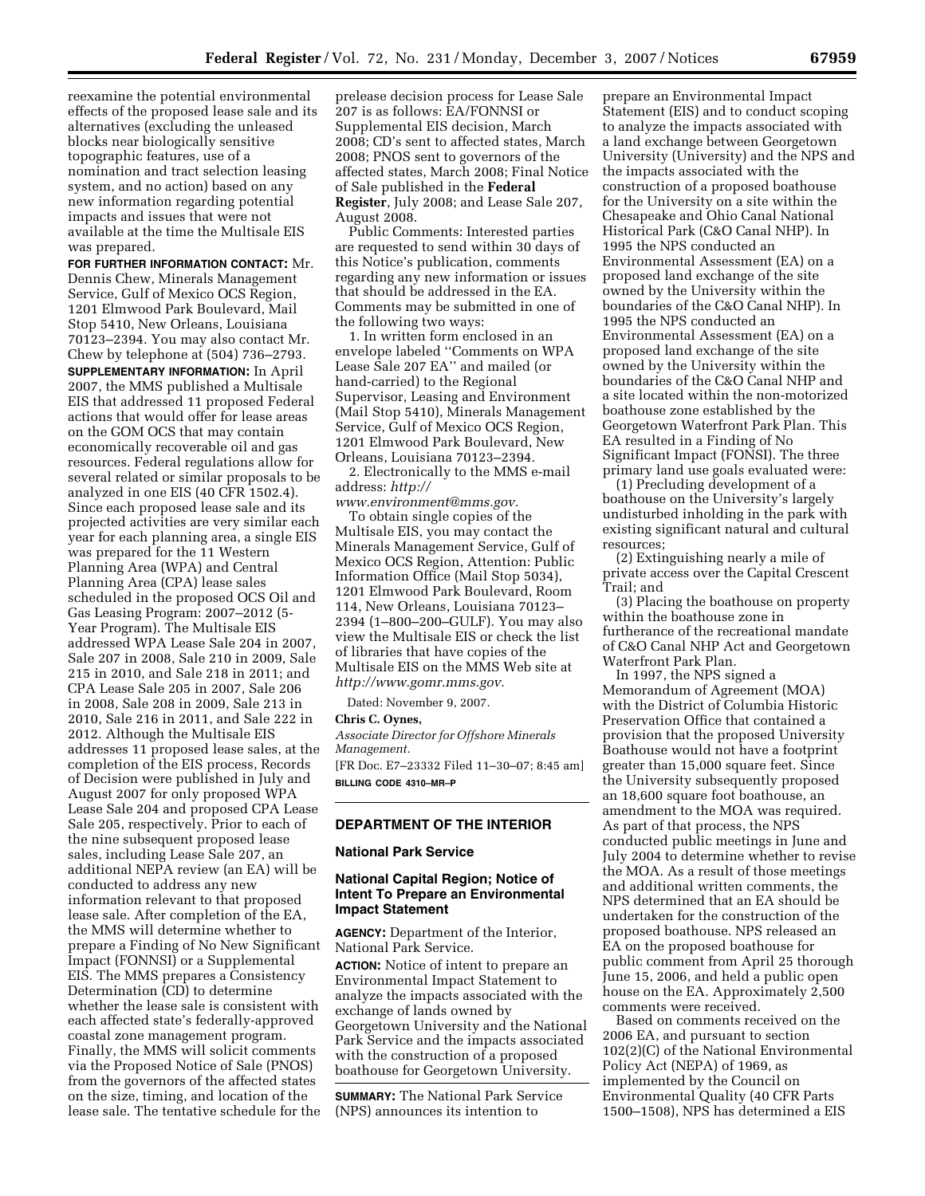reexamine the potential environmental effects of the proposed lease sale and its alternatives (excluding the unleased blocks near biologically sensitive topographic features, use of a nomination and tract selection leasing system, and no action) based on any new information regarding potential impacts and issues that were not available at the time the Multisale EIS was prepared.

**FOR FURTHER INFORMATION CONTACT:** Mr. Dennis Chew, Minerals Management Service, Gulf of Mexico OCS Region, 1201 Elmwood Park Boulevard, Mail Stop 5410, New Orleans, Louisiana 70123–2394. You may also contact Mr. Chew by telephone at (504) 736–2793.

**SUPPLEMENTARY INFORMATION:** In April 2007, the MMS published a Multisale EIS that addressed 11 proposed Federal actions that would offer for lease areas on the GOM OCS that may contain economically recoverable oil and gas resources. Federal regulations allow for several related or similar proposals to be analyzed in one EIS (40 CFR 1502.4). Since each proposed lease sale and its projected activities are very similar each year for each planning area, a single EIS was prepared for the 11 Western Planning Area (WPA) and Central Planning Area (CPA) lease sales scheduled in the proposed OCS Oil and Gas Leasing Program: 2007–2012 (5-Year Program). The Multisale EIS addressed WPA Lease Sale 204 in 2007, Sale 207 in 2008, Sale 210 in 2009, Sale 215 in 2010, and Sale 218 in 2011; and CPA Lease Sale 205 in 2007, Sale 206 in 2008, Sale 208 in 2009, Sale 213 in 2010, Sale 216 in 2011, and Sale 222 in 2012. Although the Multisale EIS addresses 11 proposed lease sales, at the completion of the EIS process, Records of Decision were published in July and August 2007 for only proposed WPA Lease Sale 204 and proposed CPA Lease Sale 205, respectively. Prior to each of the nine subsequent proposed lease sales, including Lease Sale 207, an additional NEPA review (an EA) will be conducted to address any new information relevant to that proposed lease sale. After completion of the EA, the MMS will determine whether to prepare a Finding of No New Significant Impact (FONNSI) or a Supplemental EIS. The MMS prepares a Consistency Determination (CD) to determine whether the lease sale is consistent with each affected state's federally-approved coastal zone management program. Finally, the MMS will solicit comments via the Proposed Notice of Sale (PNOS) from the governors of the affected states on the size, timing, and location of the lease sale. The tentative schedule for the prelease decision process for Lease Sale 207 is as follows: EA/FONNSI or Supplemental EIS decision, March 2008; CD's sent to affected states, March 2008; PNOS sent to governors of the affected states, March 2008; Final Notice of Sale published in the **Federal Register**, July 2008; and Lease Sale 207, August 2008.

Public Comments: Interested parties are requested to send within 30 days of this Notice's publication, comments regarding any new information or issues that should be addressed in the EA. Comments may be submitted in one of the following two ways:

1. In written form enclosed in an envelope labeled ''Comments on WPA Lease Sale 207 EA'' and mailed (or hand-carried) to the Regional Supervisor, Leasing and Environment (Mail Stop 5410), Minerals Management Service, Gulf of Mexico OCS Region, 1201 Elmwood Park Boulevard, New Orleans, Louisiana 70123–2394.

2. Electronically to the MMS e-mail address: *http://www.environment@mms.gov.*

To obtain single copies of the Multisale EIS, you may contact the Minerals Management Service, Gulf of Mexico OCS Region, Attention: Public Information Office (Mail Stop 5034), 1201 Elmwood Park Boulevard, Room 114, New Orleans, Louisiana 70123–2394 (1–800–200–GULF). You may also view the Multisale EIS or check the list of libraries that have copies of the Multisale EIS on the MMS Web site at *http://www.gomr.mms.gov.*

Dated: November 9, 2007.

**Chris C. Oynes,**

*Associate Director for Offshore Minerals Management.*

[FR Doc. E7–23332 Filed 11–30–07; 8:45 am]

**BILLING CODE 4310–MR–P**

---

## DEPARTMENT OF THE INTERIOR

### National Park Service

### National Capital Region; Notice of Intent To Prepare an Environmental Impact Statement

**AGENCY:** Department of the Interior, National Park Service.

**ACTION:** Notice of intent to prepare an Environmental Impact Statement to analyze the impacts associated with the exchange of lands owned by Georgetown University and the National Park Service and the impacts associated with the construction of a proposed boathouse for Georgetown University.

**SUMMARY:** The National Park Service (NPS) announces its intention to prepare an Environmental Impact Statement (EIS) and to conduct scoping to analyze the impacts associated with a land exchange between Georgetown University (University) and the NPS and the impacts associated with the construction of a proposed boathouse for the University on a site within the Chesapeake and Ohio Canal National Historical Park (C&O Canal NHP). In 1995 the NPS conducted an Environmental Assessment (EA) on a proposed land exchange of the site owned by the University within the boundaries of the C&O Canal NHP). In 1995 the NPS conducted an Environmental Assessment (EA) on a proposed land exchange of the site owned by the University within the boundaries of the C&O Canal NHP and a site located within the non-motorized boathouse zone established by the Georgetown Waterfront Park Plan. This EA resulted in a Finding of No Significant Impact (FONSI). The three primary land use goals evaluated were:

(1) Precluding development of a boathouse on the University's largely undisturbed inholding in the park with existing significant natural and cultural resources;

(2) Extinguishing nearly a mile of private access over the Capital Crescent Trail; and

(3) Placing the boathouse on property within the boathouse zone in furtherance of the recreational mandate of C&O Canal NHP Act and Georgetown Waterfront Park Plan.

In 1997, the NPS signed a Memorandum of Agreement (MOA) with the District of Columbia Historic Preservation Office that contained a provision that the proposed University Boathouse would not have a footprint greater than 15,000 square feet. Since the University subsequently proposed an 18,600 square foot boathouse, an amendment to the MOA was required. As part of that process, the NPS conducted public meetings in June and July 2004 to determine whether to revise the MOA. As a result of those meetings and additional written comments, the NPS determined that an EA should be undertaken for the construction of the proposed boathouse. NPS released an EA on the proposed boathouse for public comment from April 25 thorough June 15, 2006, and held a public open house on the EA. Approximately 2,500 comments were received.

Based on comments received on the 2006 EA, and pursuant to section 102(2)(C) of the National Environmental Policy Act (NEPA) of 1969, as implemented by the Council on Environmental Quality (40 CFR Parts 1500–1508), NPS has determined a EIS